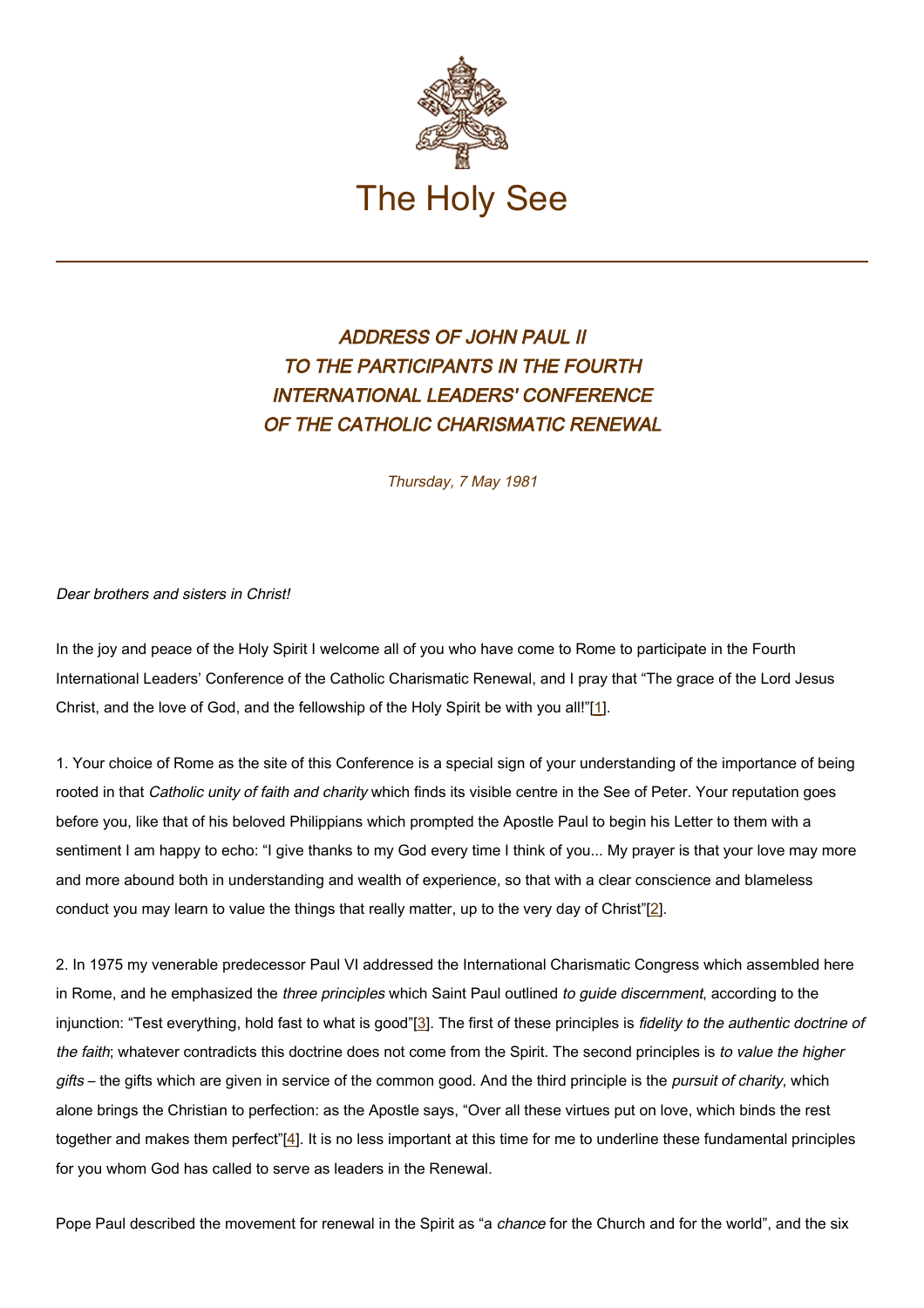The Holy See

# *ADDRESS OF JOHN PAUL II TO THE PARTICIPANTS IN THE FOURTH INTERNATIONAL LEADERS' CONFERENCE OF THE CATHOLIC CHARISMATIC RENEWAL*

*Thursday, 7 May 1981*

*Dear brothers and sisters in Christ!*

In the joy and peace of the Holy Spirit I welcome all of you who have come to Rome to participate in the Fourth International Leaders' Conference of the Catholic Charismatic Renewal, and I pray that "The grace of the Lord Jesus Christ, and the love of God, and the fellowship of the Holy Spirit be with you all!"[1].

1. Your choice of Rome as the site of this Conference is a special sign of your understanding of the importance of being rooted in that *Catholic unity of faith and charity* which finds its visible centre in the See of Peter. Your reputation goes before you, like that of his beloved Philippians which prompted the Apostle Paul to begin his Letter to them with a sentiment I am happy to echo: "I give thanks to my God every time I think of you... My prayer is that your love may more and more abound both in understanding and wealth of experience, so that with a clear conscience and blameless conduct you may learn to value the things that really matter, up to the very day of Christ"[2].

2. In 1975 my venerable predecessor Paul VI addressed the International Charismatic Congress which assembled here in Rome, and he emphasized the *three principles* which Saint Paul outlined *to guide discernment*, according to the injunction: "Test everything, hold fast to what is good"[3]. The first of these principles is *fidelity to the authentic doctrine of the faith*; whatever contradicts this doctrine does not come from the Spirit. The second principles is *to value the higher gifts* – the gifts which are given in service of the common good. And the third principle is the *pursuit of charity*, which alone brings the Christian to perfection: as the Apostle says, "Over all these virtues put on love, which binds the rest together and makes them perfect"[4]. It is no less important at this time for me to underline these fundamental principles for you whom God has called to serve as leaders in the Renewal.

Pope Paul described the movement for renewal in the Spirit as "a *chance* for the Church and for the world", and the six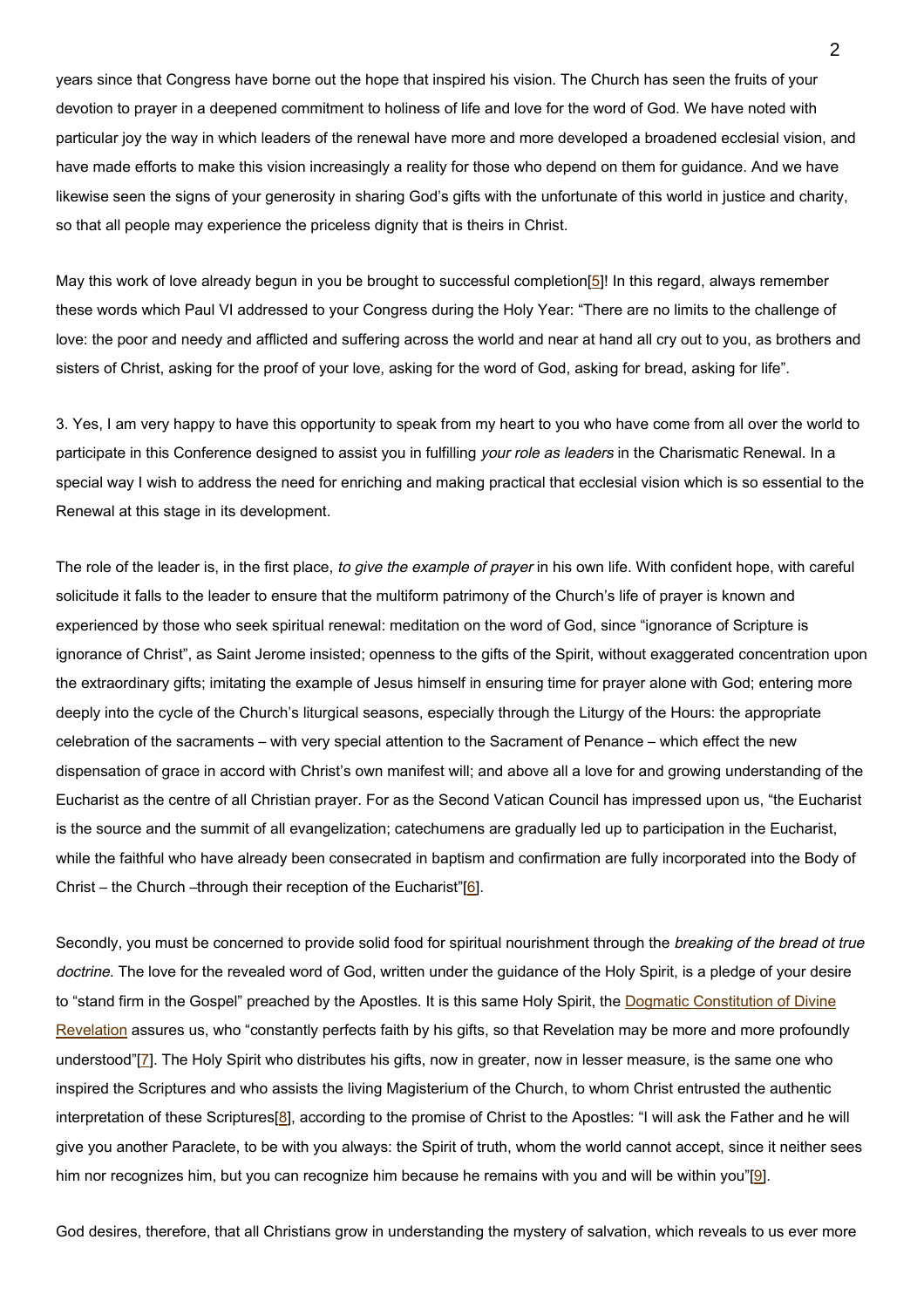years since that Congress have borne out the hope that inspired his vision. The Church has seen the fruits of your devotion to prayer in a deepened commitment to holiness of life and love for the word of God. We have noted with particular joy the way in which leaders of the renewal have more and more developed a broadened ecclesial vision, and have made efforts to make this vision increasingly a reality for those who depend on them for guidance. And we have likewise seen the signs of your generosity in sharing God's gifts with the unfortunate of this world in justice and charity, so that all people may experience the priceless dignity that is theirs in Christ.

May this work of love already begun in you be brought to successful completion[5]! In this regard, always remember these words which Paul VI addressed to your Congress during the Holy Year: "There are no limits to the challenge of love: the poor and needy and afflicted and suffering across the world and near at hand all cry out to you, as brothers and sisters of Christ, asking for the proof of your love, asking for the word of God, asking for bread, asking for life".

3. Yes, I am very happy to have this opportunity to speak from my heart to you who have come from all over the world to participate in this Conference designed to assist you in fulfilling *your role as leaders* in the Charismatic Renewal. In a special way I wish to address the need for enriching and making practical that ecclesial vision which is so essential to the Renewal at this stage in its development.

The role of the leader is, in the first place, *to give the example of prayer* in his own life. With confident hope, with careful solicitude it falls to the leader to ensure that the multiform patrimony of the Church's life of prayer is known and experienced by those who seek spiritual renewal: meditation on the word of God, since "ignorance of Scripture is ignorance of Christ", as Saint Jerome insisted; openness to the gifts of the Spirit, without exaggerated concentration upon the extraordinary gifts; imitating the example of Jesus himself in ensuring time for prayer alone with God; entering more deeply into the cycle of the Church's liturgical seasons, especially through the Liturgy of the Hours: the appropriate celebration of the sacraments – with very special attention to the Sacrament of Penance – which effect the new dispensation of grace in accord with Christ's own manifest will; and above all a love for and growing understanding of the Eucharist as the centre of all Christian prayer. For as the Second Vatican Council has impressed upon us, "the Eucharist is the source and the summit of all evangelization; catechumens are gradually led up to participation in the Eucharist, while the faithful who have already been consecrated in baptism and confirmation are fully incorporated into the Body of Christ – the Church –through their reception of the Eucharist"[6].

Secondly, you must be concerned to provide solid food for spiritual nourishment through the *breaking of the bread ot true doctrine.* The love for the revealed word of God, written under the guidance of the Holy Spirit, is a pledge of your desire to "stand firm in the Gospel" preached by the Apostles. It is this same Holy Spirit, the Dogmatic Constitution of Divine Revelation assures us, who "constantly perfects faith by his gifts, so that Revelation may be more and more profoundly understood"[7]. The Holy Spirit who distributes his gifts, now in greater, now in lesser measure, is the same one who inspired the Scriptures and who assists the living Magisterium of the Church, to whom Christ entrusted the authentic interpretation of these Scriptures[8], according to the promise of Christ to the Apostles: "I will ask the Father and he will give you another Paraclete, to be with you always: the Spirit of truth, whom the world cannot accept, since it neither sees him nor recognizes him, but you can recognize him because he remains with you and will be within you"[9].

God desires, therefore, that all Christians grow in understanding the mystery of salvation, which reveals to us ever more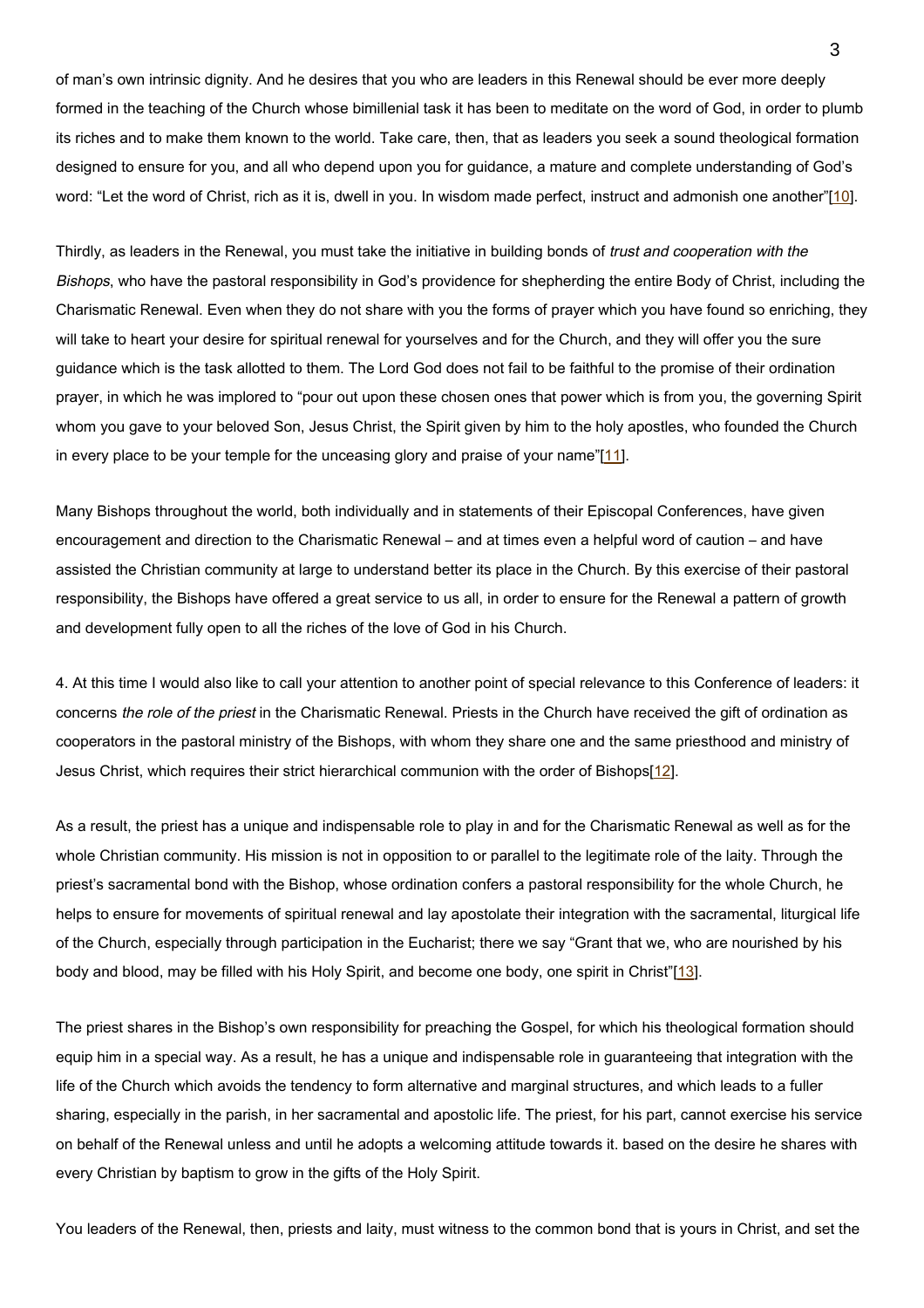of man's own intrinsic dignity. And he desires that you who are leaders in this Renewal should be ever more deeply formed in the teaching of the Church whose bimillenial task it has been to meditate on the word of God, in order to plumb its riches and to make them known to the world. Take care, then, that as leaders you seek a sound theological formation designed to ensure for you, and all who depend upon you for guidance, a mature and complete understanding of God's word: "Let the word of Christ, rich as it is, dwell in you. In wisdom made perfect, instruct and admonish one another"[10].

Thirdly, as leaders in the Renewal, you must take the initiative in building bonds of *trust and cooperation with the Bishops*, who have the pastoral responsibility in God's providence for shepherding the entire Body of Christ, including the Charismatic Renewal. Even when they do not share with you the forms of prayer which you have found so enriching, they will take to heart your desire for spiritual renewal for yourselves and for the Church, and they will offer you the sure guidance which is the task allotted to them. The Lord God does not fail to be faithful to the promise of their ordination prayer, in which he was implored to "pour out upon these chosen ones that power which is from you, the governing Spirit whom you gave to your beloved Son, Jesus Christ, the Spirit given by him to the holy apostles, who founded the Church in every place to be your temple for the unceasing glory and praise of your name"[11].

Many Bishops throughout the world, both individually and in statements of their Episcopal Conferences, have given encouragement and direction to the Charismatic Renewal – and at times even a helpful word of caution – and have assisted the Christian community at large to understand better its place in the Church. By this exercise of their pastoral responsibility, the Bishops have offered a great service to us all, in order to ensure for the Renewal a pattern of growth and development fully open to all the riches of the love of God in his Church.

4. At this time I would also like to call your attention to another point of special relevance to this Conference of leaders: it concerns *the role of the priest* in the Charismatic Renewal. Priests in the Church have received the gift of ordination as cooperators in the pastoral ministry of the Bishops, with whom they share one and the same priesthood and ministry of Jesus Christ, which requires their strict hierarchical communion with the order of Bishops[12].

As a result, the priest has a unique and indispensable role to play in and for the Charismatic Renewal as well as for the whole Christian community. His mission is not in opposition to or parallel to the legitimate role of the laity. Through the priest's sacramental bond with the Bishop, whose ordination confers a pastoral responsibility for the whole Church, he helps to ensure for movements of spiritual renewal and lay apostolate their integration with the sacramental, liturgical life of the Church, especially through participation in the Eucharist; there we say "Grant that we, who are nourished by his body and blood, may be filled with his Holy Spirit, and become one body, one spirit in Christ"[13].

The priest shares in the Bishop's own responsibility for preaching the Gospel, for which his theological formation should equip him in a special way. As a result, he has a unique and indispensable role in guaranteeing that integration with the life of the Church which avoids the tendency to form alternative and marginal structures, and which leads to a fuller sharing, especially in the parish, in her sacramental and apostolic life. The priest, for his part, cannot exercise his service on behalf of the Renewal unless and until he adopts a welcoming attitude towards it. based on the desire he shares with every Christian by baptism to grow in the gifts of the Holy Spirit.

You leaders of the Renewal, then, priests and laity, must witness to the common bond that is yours in Christ, and set the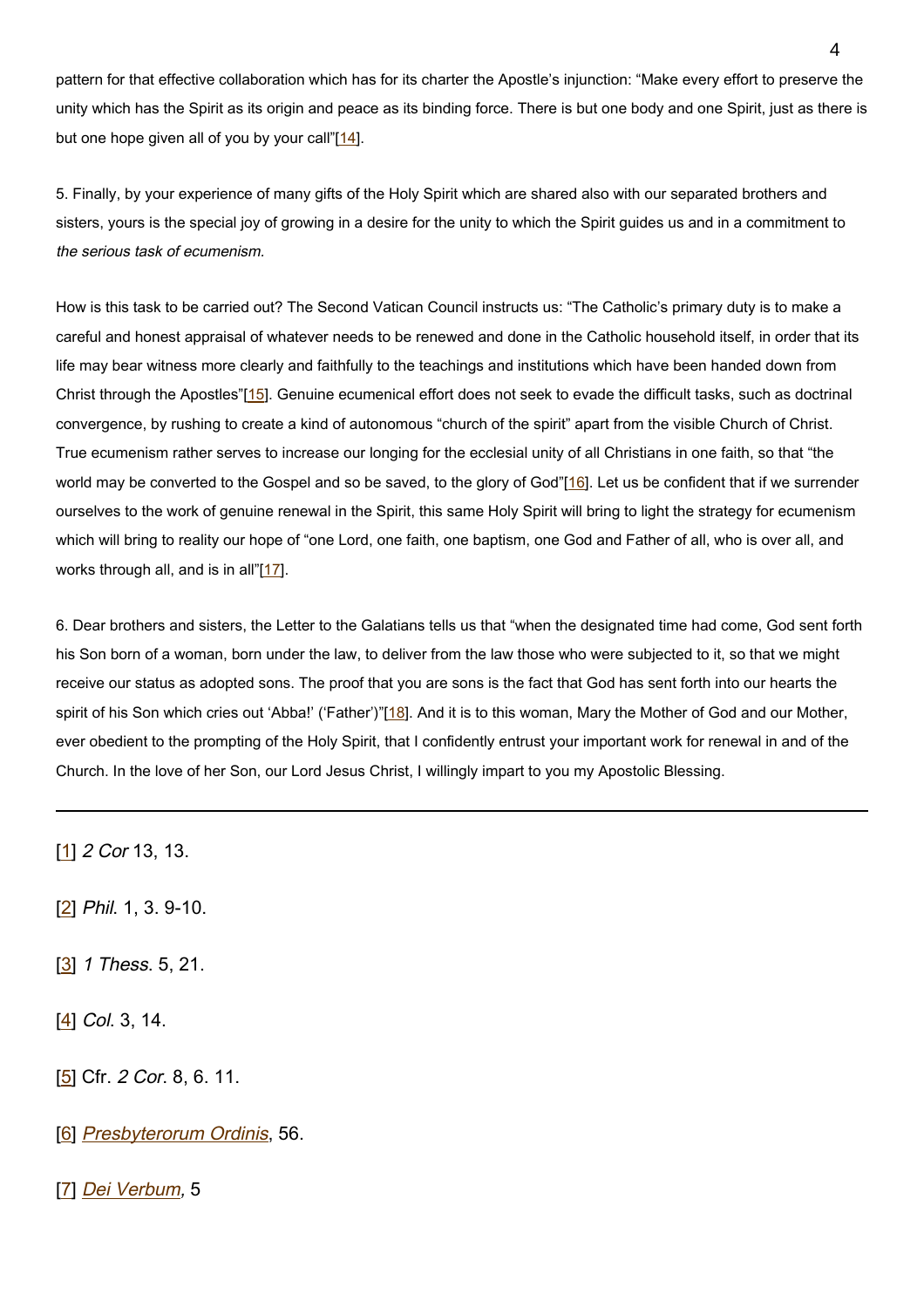pattern for that effective collaboration which has for its charter the Apostle's injunction: "Make every effort to preserve the unity which has the Spirit as its origin and peace as its binding force. There is but one body and one Spirit, just as there is but one hope given all of you by your call"[14].

5. Finally, by your experience of many gifts of the Holy Spirit which are shared also with our separated brothers and sisters, yours is the special joy of growing in a desire for the unity to which the Spirit guides us and in a commitment to *the serious task of ecumenism.*

How is this task to be carried out? The Second Vatican Council instructs us: "The Catholic's primary duty is to make a careful and honest appraisal of whatever needs to be renewed and done in the Catholic household itself, in order that its life may bear witness more clearly and faithfully to the teachings and institutions which have been handed down from Christ through the Apostles"[15]. Genuine ecumenical effort does not seek to evade the difficult tasks, such as doctrinal convergence, by rushing to create a kind of autonomous "church of the spirit" apart from the visible Church of Christ. True ecumenism rather serves to increase our longing for the ecclesial unity of all Christians in one faith, so that "the world may be converted to the Gospel and so be saved, to the glory of God"[16]. Let us be confident that if we surrender ourselves to the work of genuine renewal in the Spirit, this same Holy Spirit will bring to light the strategy for ecumenism which will bring to reality our hope of "one Lord, one faith, one baptism, one God and Father of all, who is over all, and works through all, and is in all"[17].

6. Dear brothers and sisters, the Letter to the Galatians tells us that "when the designated time had come, God sent forth his Son born of a woman, born under the law, to deliver from the law those who were subjected to it, so that we might receive our status as adopted sons. The proof that you are sons is the fact that God has sent forth into our hearts the spirit of his Son which cries out 'Abba!' ('Father')"[18]. And it is to this woman, Mary the Mother of God and our Mother, ever obedient to the prompting of the Holy Spirit, that I confidently entrust your important work for renewal in and of the Church. In the love of her Son, our Lord Jesus Christ, I willingly impart to you my Apostolic Blessing.

---

[1] *2 Cor* 13, 13.

[2] *Phil*. 1, 3. 9-10.

[3] *1 Thess*. 5, 21.

[4] *Col*. 3, 14.

[5] Cfr. *2 Cor*. 8, 6. 11.

[6] *Presbyterorum Ordinis*, 56.

[7] *Dei Verbum*, 5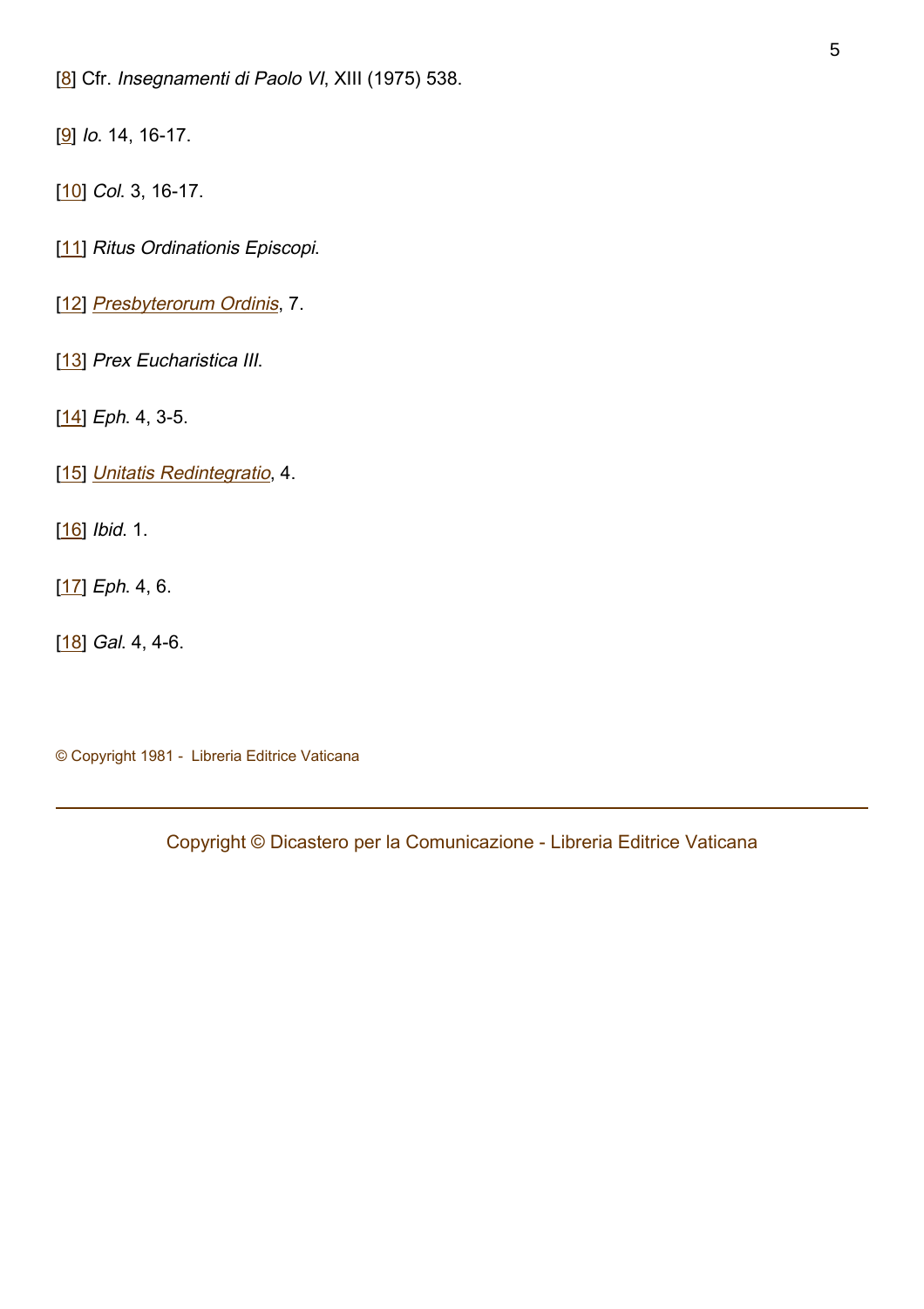[8] Cfr. *Insegnamenti di Paolo VI*, XIII (1975) 538.

[9] *Io.* 14, 16-17.

[10] *Col.* 3, 16-17.

[11] *Ritus Ordinationis Episcopi.*

[12] *Presbyterorum Ordinis*, 7.

[13] *Prex Eucharistica III*.

[14] *Eph.* 4, 3-5.

[15] *Unitatis Redintegratio*, 4.

[16] *Ibid.* 1.

[17] *Eph.* 4, 6.

[18] *Gal.* 4, 4-6.

© Copyright 1981 - Libreria Editrice Vaticana

Copyright © Dicastero per la Comunicazione - Libreria Editrice Vaticana